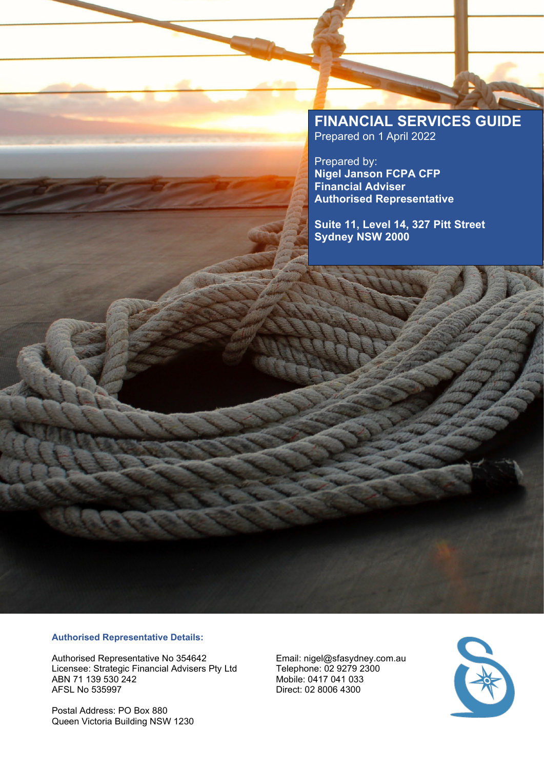# FINANCIAL SERVICES GUIDE

Prepared on 1 April 2022

Prepared by:
**Nigel Janson FCPA CFP**
**Financial Adviser**
**Authorised Representative**

**Suite 11, Level 14, 327 Pitt Street**
**Sydney NSW 2000**

**Authorised Representative Details:**

Authorised Representative No 354642
Licensee: Strategic Financial Advisers Pty Ltd
ABN 71 139 530 242
AFSL No 535997

Postal Address: PO Box 880
Queen Victoria Building NSW 1230

Email: nigel@sfasydney.com.au
Telephone: 02 9279 2300
Mobile: 0417 041 033
Direct: 02 8006 4300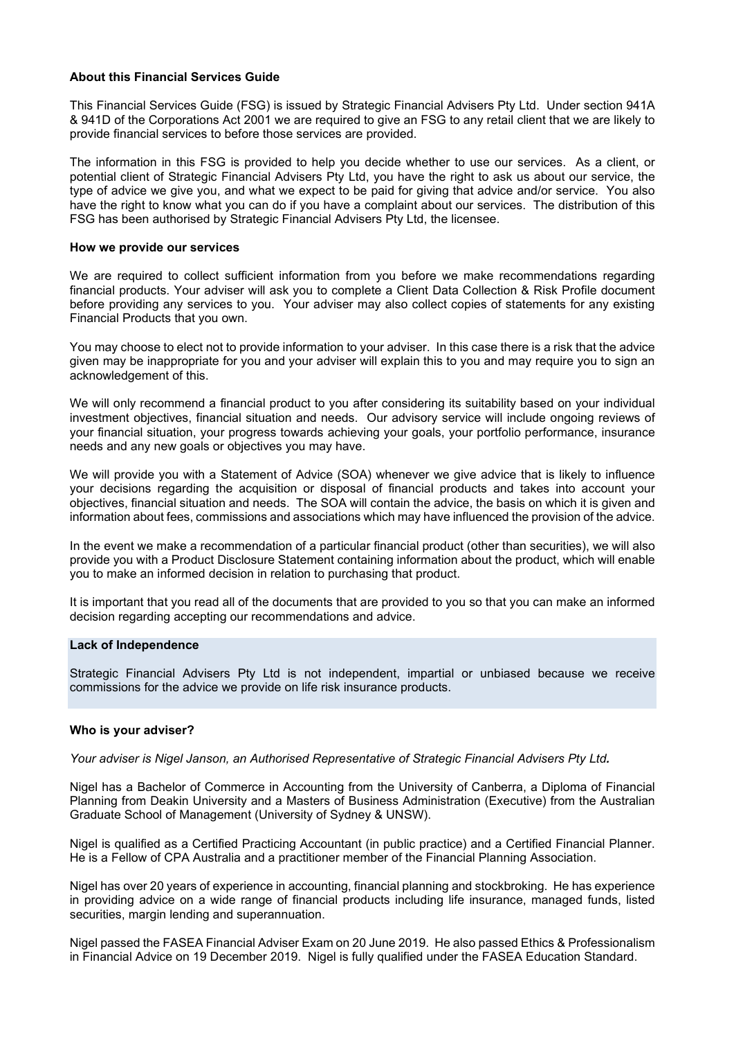## About this Financial Services Guide

This Financial Services Guide (FSG) is issued by Strategic Financial Advisers Pty Ltd. Under section 941A & 941D of the Corporations Act 2001 we are required to give an FSG to any retail client that we are likely to provide financial services to before those services are provided.

The information in this FSG is provided to help you decide whether to use our services. As a client, or potential client of Strategic Financial Advisers Pty Ltd, you have the right to ask us about our service, the type of advice we give you, and what we expect to be paid for giving that advice and/or service. You also have the right to know what you can do if you have a complaint about our services. The distribution of this FSG has been authorised by Strategic Financial Advisers Pty Ltd, the licensee.

## How we provide our services

We are required to collect sufficient information from you before we make recommendations regarding financial products. Your adviser will ask you to complete a Client Data Collection & Risk Profile document before providing any services to you. Your adviser may also collect copies of statements for any existing Financial Products that you own.

You may choose to elect not to provide information to your adviser. In this case there is a risk that the advice given may be inappropriate for you and your adviser will explain this to you and may require you to sign an acknowledgement of this.

We will only recommend a financial product to you after considering its suitability based on your individual investment objectives, financial situation and needs. Our advisory service will include ongoing reviews of your financial situation, your progress towards achieving your goals, your portfolio performance, insurance needs and any new goals or objectives you may have.

We will provide you with a Statement of Advice (SOA) whenever we give advice that is likely to influence your decisions regarding the acquisition or disposal of financial products and takes into account your objectives, financial situation and needs. The SOA will contain the advice, the basis on which it is given and information about fees, commissions and associations which may have influenced the provision of the advice.

In the event we make a recommendation of a particular financial product (other than securities), we will also provide you with a Product Disclosure Statement containing information about the product, which will enable you to make an informed decision in relation to purchasing that product.

It is important that you read all of the documents that are provided to you so that you can make an informed decision regarding accepting our recommendations and advice.

## Lack of Independence

Strategic Financial Advisers Pty Ltd is not independent, impartial or unbiased because we receive commissions for the advice we provide on life risk insurance products.

## Who is your adviser?

*Your adviser is Nigel Janson, an Authorised Representative of Strategic Financial Advisers Pty Ltd.*

Nigel has a Bachelor of Commerce in Accounting from the University of Canberra, a Diploma of Financial Planning from Deakin University and a Masters of Business Administration (Executive) from the Australian Graduate School of Management (University of Sydney & UNSW).

Nigel is qualified as a Certified Practicing Accountant (in public practice) and a Certified Financial Planner. He is a Fellow of CPA Australia and a practitioner member of the Financial Planning Association.

Nigel has over 20 years of experience in accounting, financial planning and stockbroking. He has experience in providing advice on a wide range of financial products including life insurance, managed funds, listed securities, margin lending and superannuation.

Nigel passed the FASEA Financial Adviser Exam on 20 June 2019. He also passed Ethics & Professionalism in Financial Advice on 19 December 2019. Nigel is fully qualified under the FASEA Education Standard.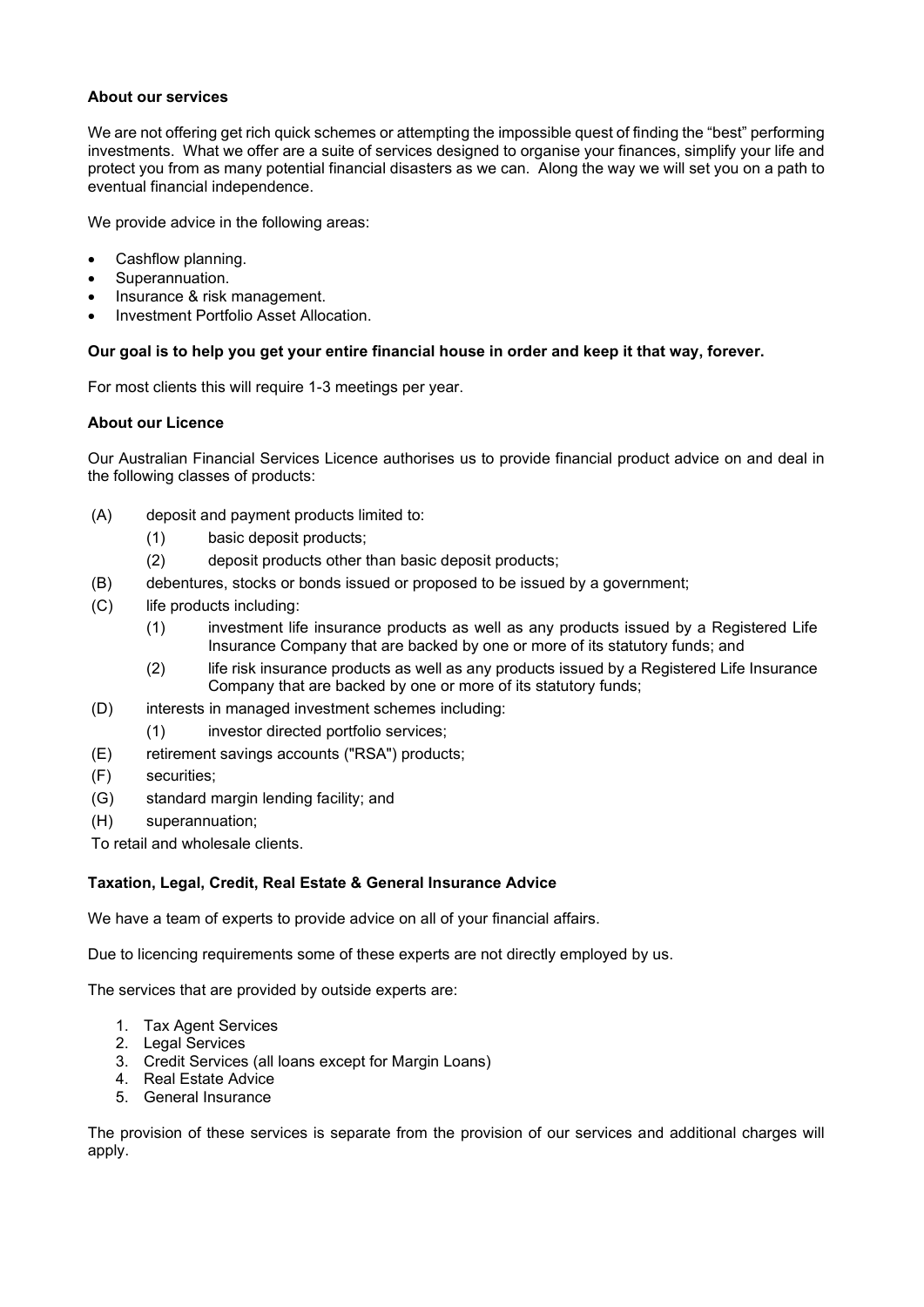**About our services**

We are not offering get rich quick schemes or attempting the impossible quest of finding the "best" performing investments. What we offer are a suite of services designed to organise your finances, simplify your life and protect you from as many potential financial disasters as we can. Along the way we will set you on a path to eventual financial independence.

We provide advice in the following areas:

- Cashflow planning.
- Superannuation.
- Insurance & risk management.
- Investment Portfolio Asset Allocation.

**Our goal is to help you get your entire financial house in order and keep it that way, forever.**

For most clients this will require 1-3 meetings per year.

**About our Licence**

Our Australian Financial Services Licence authorises us to provide financial product advice on and deal in the following classes of products:

(A) deposit and payment products limited to:
  - (1) basic deposit products;
  - (2) deposit products other than basic deposit products;

(B) debentures, stocks or bonds issued or proposed to be issued by a government;

(C) life products including:
  - (1) investment life insurance products as well as any products issued by a Registered Life Insurance Company that are backed by one or more of its statutory funds; and
  - (2) life risk insurance products as well as any products issued by a Registered Life Insurance Company that are backed by one or more of its statutory funds;

(D) interests in managed investment schemes including:
  - (1) investor directed portfolio services;

(E) retirement savings accounts ("RSA") products;

(F) securities;

(G) standard margin lending facility; and

(H) superannuation;

To retail and wholesale clients.

**Taxation, Legal, Credit, Real Estate & General Insurance Advice**

We have a team of experts to provide advice on all of your financial affairs.

Due to licencing requirements some of these experts are not directly employed by us.

The services that are provided by outside experts are:

1. Tax Agent Services
2. Legal Services
3. Credit Services (all loans except for Margin Loans)
4. Real Estate Advice
5. General Insurance

The provision of these services is separate from the provision of our services and additional charges will apply.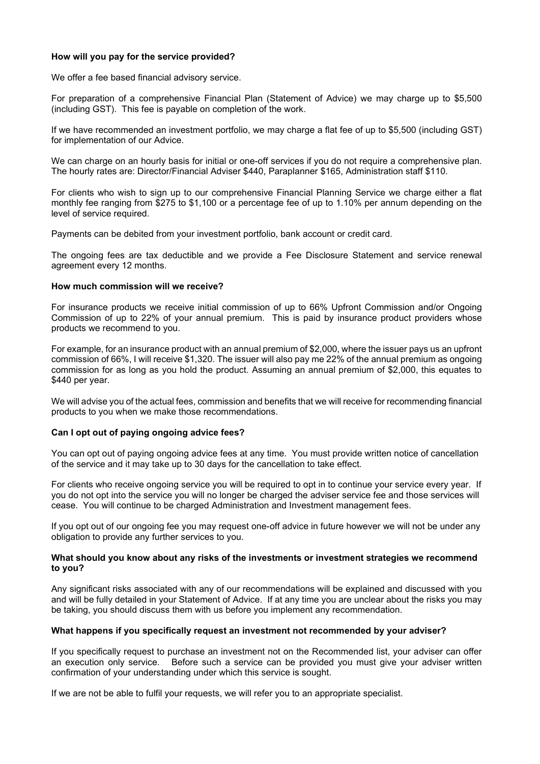**How will you pay for the service provided?**

We offer a fee based financial advisory service.

For preparation of a comprehensive Financial Plan (Statement of Advice) we may charge up to $5,500 (including GST). This fee is payable on completion of the work.

If we have recommended an investment portfolio, we may charge a flat fee of up to $5,500 (including GST) for implementation of our Advice.

We can charge on an hourly basis for initial or one-off services if you do not require a comprehensive plan. The hourly rates are: Director/Financial Adviser $440, Paraplanner $165, Administration staff $110.

For clients who wish to sign up to our comprehensive Financial Planning Service we charge either a flat monthly fee ranging from $275 to $1,100 or a percentage fee of up to 1.10% per annum depending on the level of service required.

Payments can be debited from your investment portfolio, bank account or credit card.

The ongoing fees are tax deductible and we provide a Fee Disclosure Statement and service renewal agreement every 12 months.

**How much commission will we receive?**

For insurance products we receive initial commission of up to 66% Upfront Commission and/or Ongoing Commission of up to 22% of your annual premium. This is paid by insurance product providers whose products we recommend to you.

For example, for an insurance product with an annual premium of $2,000, where the issuer pays us an upfront commission of 66%, I will receive $1,320. The issuer will also pay me 22% of the annual premium as ongoing commission for as long as you hold the product. Assuming an annual premium of $2,000, this equates to $440 per year.

We will advise you of the actual fees, commission and benefits that we will receive for recommending financial products to you when we make those recommendations.

**Can I opt out of paying ongoing advice fees?**

You can opt out of paying ongoing advice fees at any time. You must provide written notice of cancellation of the service and it may take up to 30 days for the cancellation to take effect.

For clients who receive ongoing service you will be required to opt in to continue your service every year. If you do not opt into the service you will no longer be charged the adviser service fee and those services will cease. You will continue to be charged Administration and Investment management fees.

If you opt out of our ongoing fee you may request one-off advice in future however we will not be under any obligation to provide any further services to you.

**What should you know about any risks of the investments or investment strategies we recommend to you?**

Any significant risks associated with any of our recommendations will be explained and discussed with you and will be fully detailed in your Statement of Advice. If at any time you are unclear about the risks you may be taking, you should discuss them with us before you implement any recommendation.

**What happens if you specifically request an investment not recommended by your adviser?**

If you specifically request to purchase an investment not on the Recommended list, your adviser can offer an execution only service. Before such a service can be provided you must give your adviser written confirmation of your understanding under which this service is sought.

If we are not be able to fulfil your requests, we will refer you to an appropriate specialist.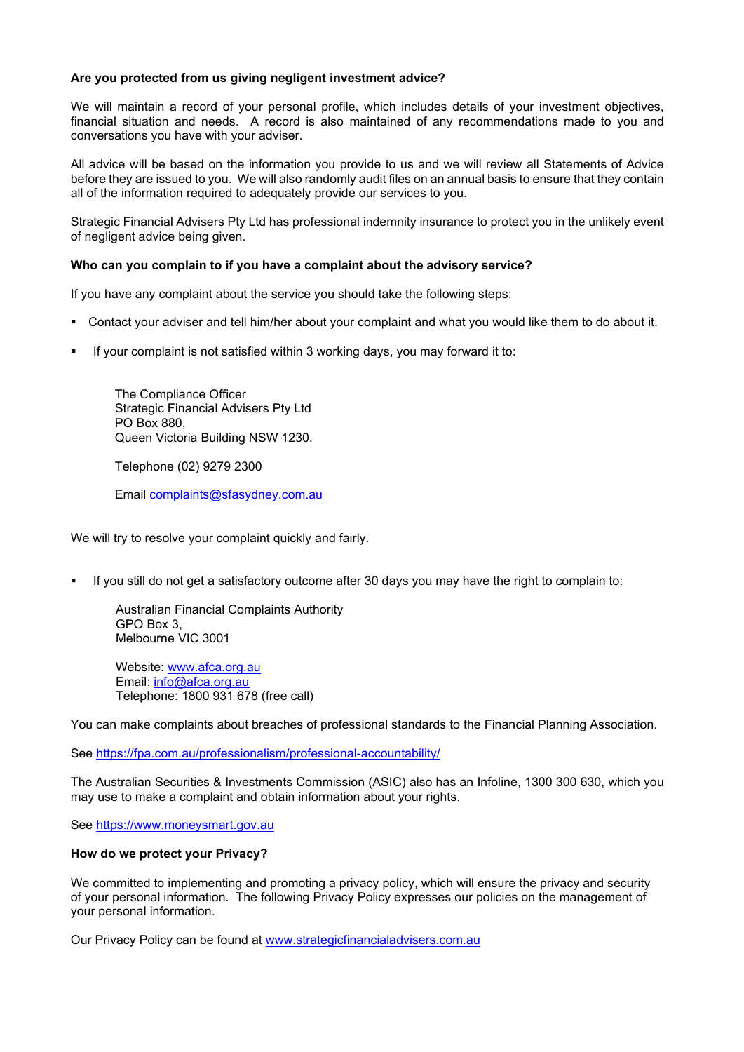**Are you protected from us giving negligent investment advice?**

We will maintain a record of your personal profile, which includes details of your investment objectives, financial situation and needs. A record is also maintained of any recommendations made to you and conversations you have with your adviser.

All advice will be based on the information you provide to us and we will review all Statements of Advice before they are issued to you. We will also randomly audit files on an annual basis to ensure that they contain all of the information required to adequately provide our services to you.

Strategic Financial Advisers Pty Ltd has professional indemnity insurance to protect you in the unlikely event of negligent advice being given.

**Who can you complain to if you have a complaint about the advisory service?**

If you have any complaint about the service you should take the following steps:

- Contact your adviser and tell him/her about your complaint and what you would like them to do about it.
- If your complaint is not satisfied within 3 working days, you may forward it to:

  The Compliance Officer
  Strategic Financial Advisers Pty Ltd
  PO Box 880,
  Queen Victoria Building NSW 1230.

  Telephone (02) 9279 2300

  Email complaints@sfasydney.com.au

We will try to resolve your complaint quickly and fairly.

- If you still do not get a satisfactory outcome after 30 days you may have the right to complain to:

  Australian Financial Complaints Authority
  GPO Box 3,
  Melbourne VIC 3001

  Website: www.afca.org.au
  Email: info@afca.org.au
  Telephone: 1800 931 678 (free call)

You can make complaints about breaches of professional standards to the Financial Planning Association.

See https://fpa.com.au/professionalism/professional-accountability/

The Australian Securities & Investments Commission (ASIC) also has an Infoline, 1300 300 630, which you may use to make a complaint and obtain information about your rights.

See https://www.moneysmart.gov.au

**How do we protect your Privacy?**

We committed to implementing and promoting a privacy policy, which will ensure the privacy and security of your personal information. The following Privacy Policy expresses our policies on the management of your personal information.

Our Privacy Policy can be found at www.strategicfinancialadvisers.com.au